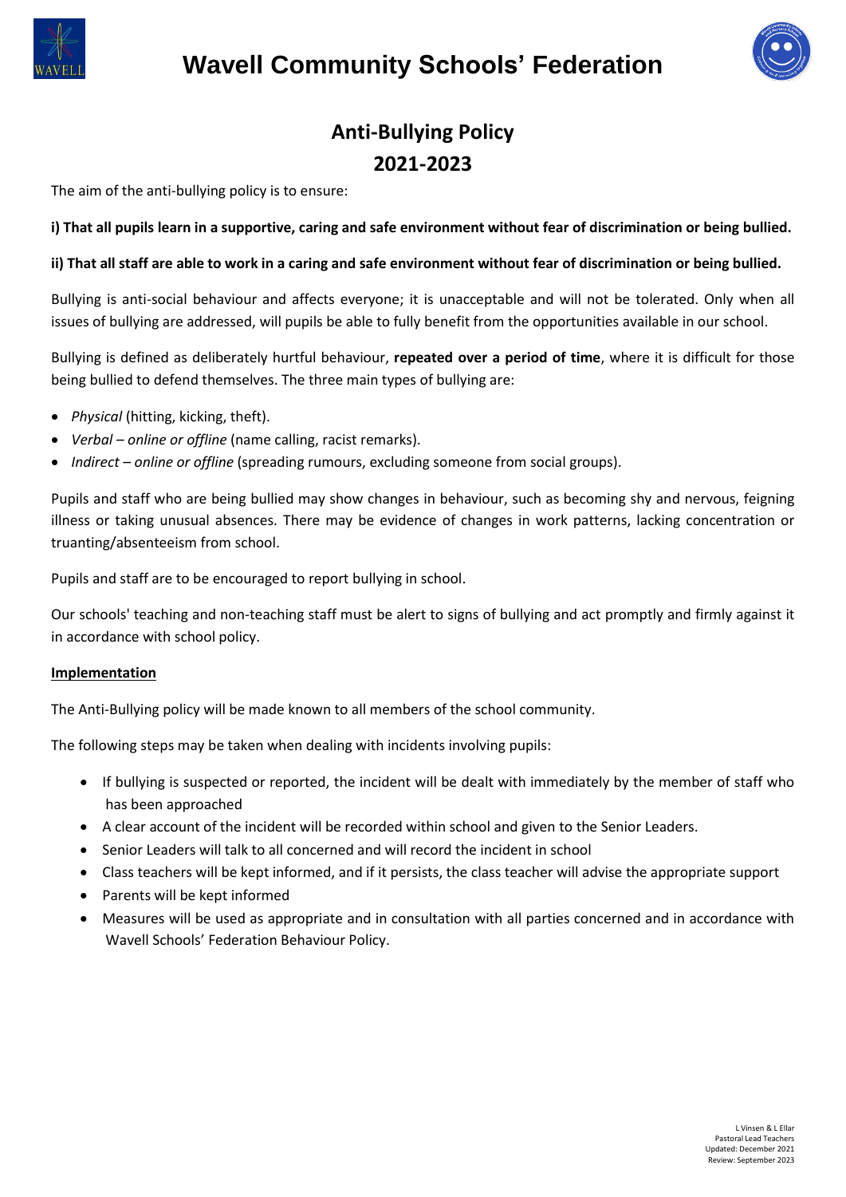# Wavell Community Schools' Federation

## Anti-Bullying Policy
## 2021-2023

The aim of the anti-bullying policy is to ensure:

**i) That all pupils learn in a supportive, caring and safe environment without fear of discrimination or being bullied.**

**ii) That all staff are able to work in a caring and safe environment without fear of discrimination or being bullied.**

Bullying is anti-social behaviour and affects everyone; it is unacceptable and will not be tolerated. Only when all issues of bullying are addressed, will pupils be able to fully benefit from the opportunities available in our school.

Bullying is defined as deliberately hurtful behaviour, **repeated over a period of time**, where it is difficult for those being bullied to defend themselves. The three main types of bullying are:

- *Physical* (hitting, kicking, theft).
- *Verbal – online or offline* (name calling, racist remarks).
- *Indirect – online or offline* (spreading rumours, excluding someone from social groups).

Pupils and staff who are being bullied may show changes in behaviour, such as becoming shy and nervous, feigning illness or taking unusual absences. There may be evidence of changes in work patterns, lacking concentration or truanting/absenteeism from school.

Pupils and staff are to be encouraged to report bullying in school.

Our schools' teaching and non-teaching staff must be alert to signs of bullying and act promptly and firmly against it in accordance with school policy.

**Implementation**

The Anti-Bullying policy will be made known to all members of the school community.

The following steps may be taken when dealing with incidents involving pupils:

- If bullying is suspected or reported, the incident will be dealt with immediately by the member of staff who has been approached
- A clear account of the incident will be recorded within school and given to the Senior Leaders.
- Senior Leaders will talk to all concerned and will record the incident in school
- Class teachers will be kept informed, and if it persists, the class teacher will advise the appropriate support
- Parents will be kept informed
- Measures will be used as appropriate and in consultation with all parties concerned and in accordance with Wavell Schools' Federation Behaviour Policy.

L Vinsen & L Ellar
Pastoral Lead Teachers
Updated: December 2021
Review: September 2023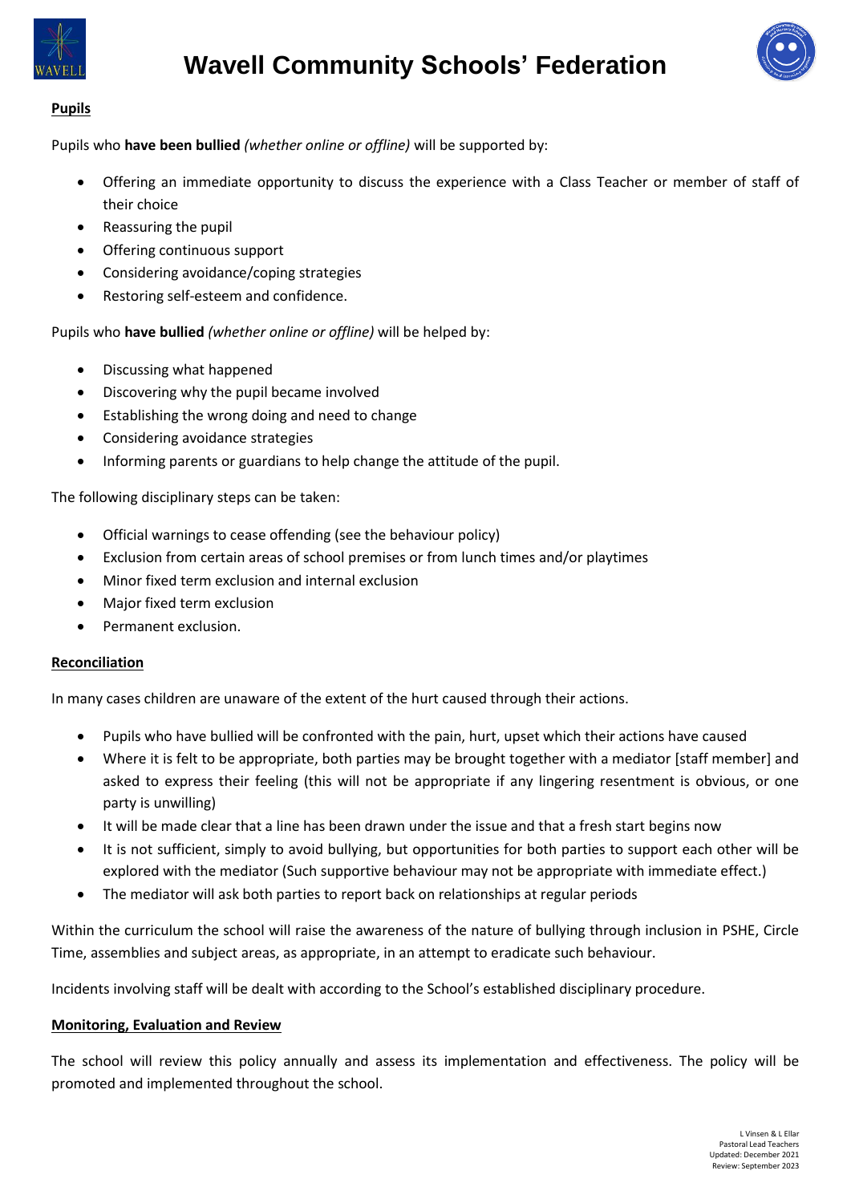**Pupils**

Pupils who **have been bullied** *(whether online or offline)* will be supported by:

- Offering an immediate opportunity to discuss the experience with a Class Teacher or member of staff of their choice
- Reassuring the pupil
- Offering continuous support
- Considering avoidance/coping strategies
- Restoring self-esteem and confidence.

Pupils who **have bullied** *(whether online or offline)* will be helped by:

- Discussing what happened
- Discovering why the pupil became involved
- Establishing the wrong doing and need to change
- Considering avoidance strategies
- Informing parents or guardians to help change the attitude of the pupil.

The following disciplinary steps can be taken:

- Official warnings to cease offending (see the behaviour policy)
- Exclusion from certain areas of school premises or from lunch times and/or playtimes
- Minor fixed term exclusion and internal exclusion
- Major fixed term exclusion
- Permanent exclusion.

**Reconciliation**

In many cases children are unaware of the extent of the hurt caused through their actions.

- Pupils who have bullied will be confronted with the pain, hurt, upset which their actions have caused
- Where it is felt to be appropriate, both parties may be brought together with a mediator [staff member] and asked to express their feeling (this will not be appropriate if any lingering resentment is obvious, or one party is unwilling)
- It will be made clear that a line has been drawn under the issue and that a fresh start begins now
- It is not sufficient, simply to avoid bullying, but opportunities for both parties to support each other will be explored with the mediator (Such supportive behaviour may not be appropriate with immediate effect.)
- The mediator will ask both parties to report back on relationships at regular periods

Within the curriculum the school will raise the awareness of the nature of bullying through inclusion in PSHE, Circle Time, assemblies and subject areas, as appropriate, in an attempt to eradicate such behaviour.

Incidents involving staff will be dealt with according to the School's established disciplinary procedure.

**Monitoring, Evaluation and Review**

The school will review this policy annually and assess its implementation and effectiveness. The policy will be promoted and implemented throughout the school.

L Vinsen & L Ellar
Pastoral Lead Teachers
Updated: December 2021
Review: September 2023